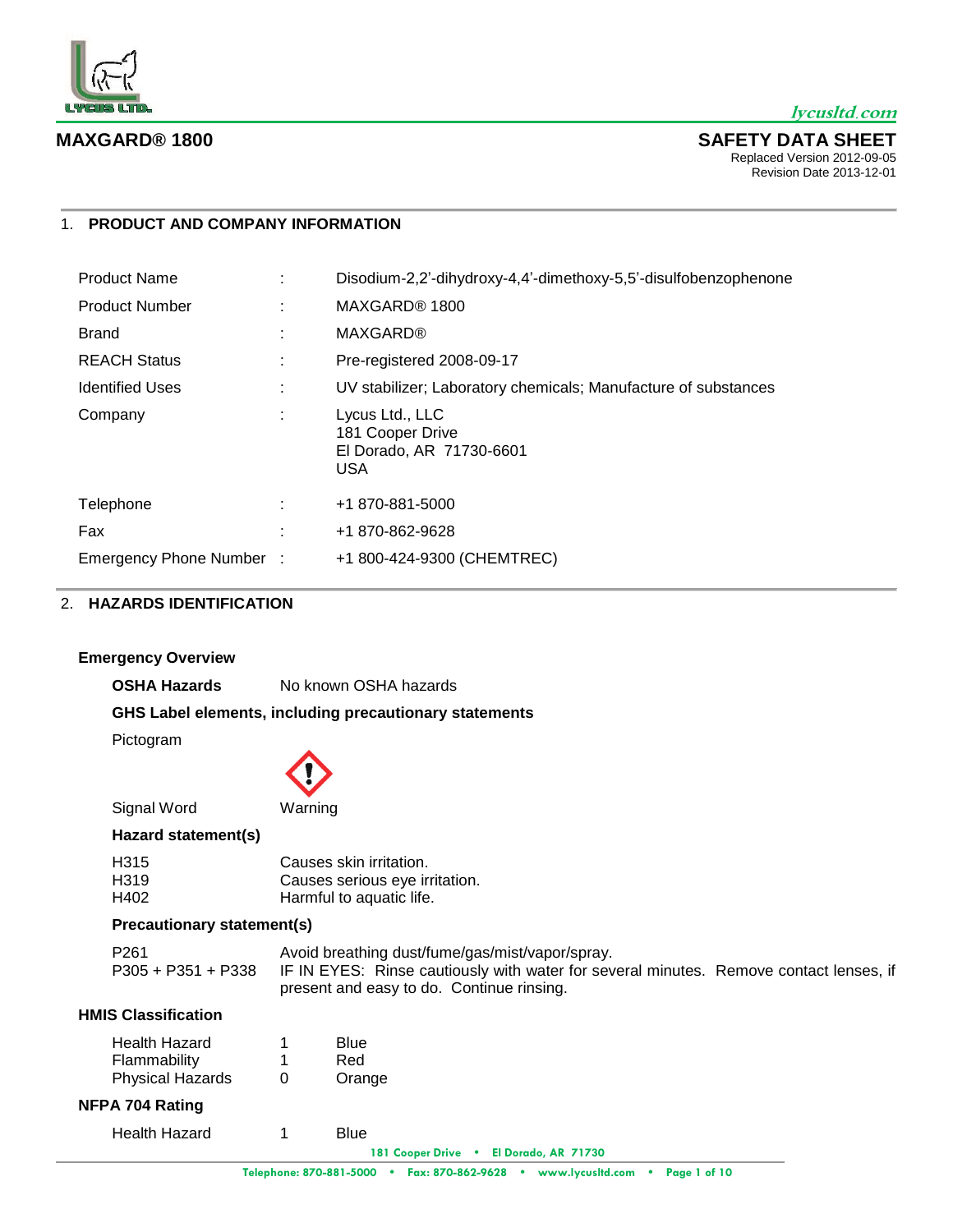# MAXGARD® 1800

**SAFETY DATA SHEET**
Replaced Version 2012-09-05
Revision Date 2013-12-01

## 1. PRODUCT AND COMPANY INFORMATION

| | | |
|---|---|---|
| Product Name | : | Disodium-2,2'-dihydroxy-4,4'-dimethoxy-5,5'-disulfobenzophenone |
| Product Number | : | MAXGARD® 1800 |
| Brand | : | MAXGARD® |
| REACH Status | : | Pre-registered 2008-09-17 |
| Identified Uses | : | UV stabilizer; Laboratory chemicals; Manufacture of substances |
| Company | : | Lycus Ltd., LLC<br>181 Cooper Drive<br>El Dorado, AR 71730-6601<br>USA |
| Telephone | : | +1 870-881-5000 |
| Fax | : | +1 870-862-9628 |
| Emergency Phone Number | : | +1 800-424-9300 (CHEMTREC) |

## 2. HAZARDS IDENTIFICATION

### Emergency Overview

**OSHA Hazards** No known OSHA hazards

**GHS Label elements, including precautionary statements**

Pictogram

Signal Word: Warning

**Hazard statement(s)**

| | |
|---|---|
| H315 | Causes skin irritation. |
| H319 | Causes serious eye irritation. |
| H402 | Harmful to aquatic life. |

**Precautionary statement(s)**

| | |
|---|---|
| P261 | Avoid breathing dust/fume/gas/mist/vapor/spray. |
| P305 + P351 + P338 | IF IN EYES: Rinse cautiously with water for several minutes. Remove contact lenses, if present and easy to do. Continue rinsing. |

### HMIS Classification

| | | |
|---|---|---|
| Health Hazard | 1 | Blue |
| Flammability | 1 | Red |
| Physical Hazards | 0 | Orange |

### NFPA 704 Rating

| | | |
|---|---|---|
| Health Hazard | 1 | Blue |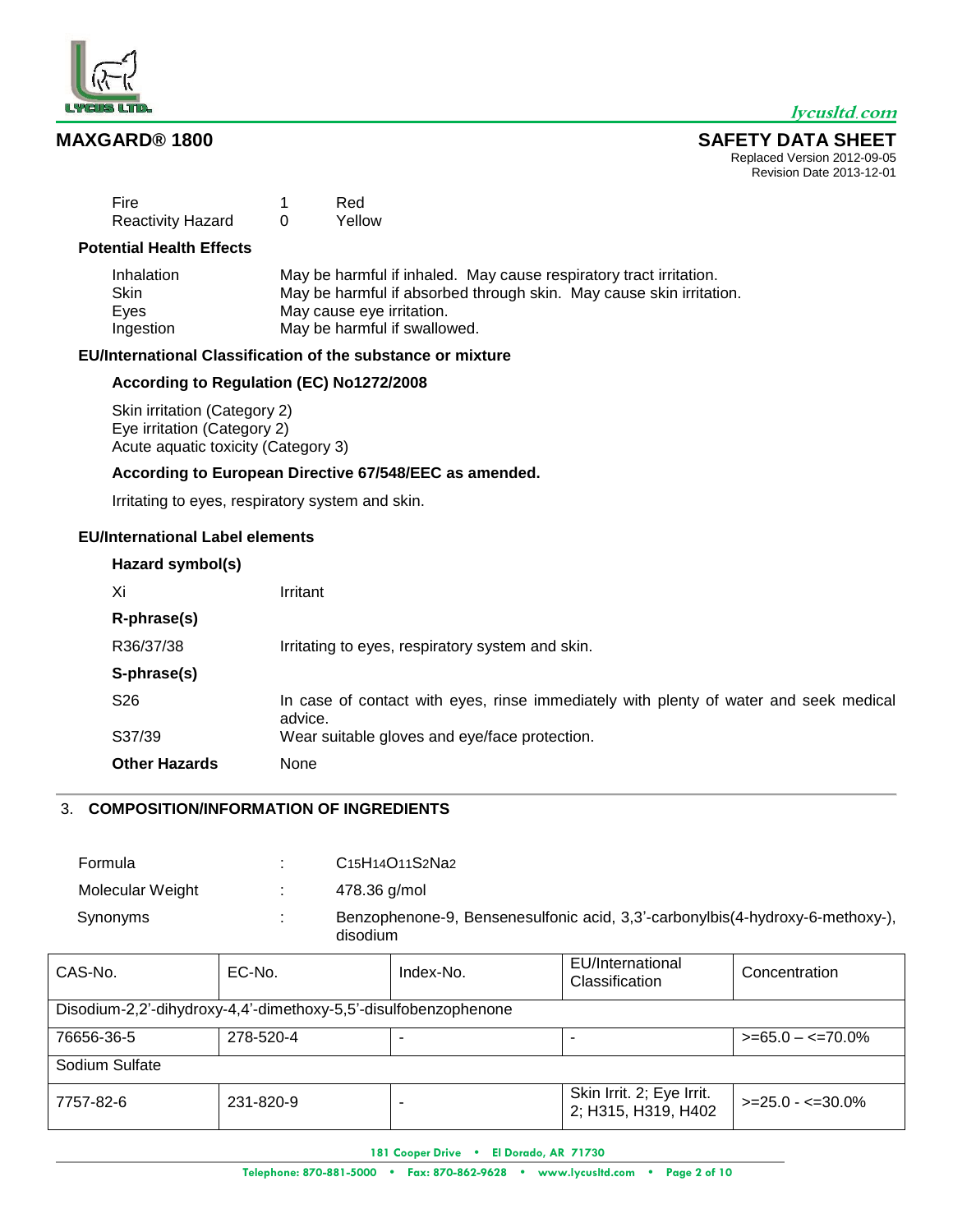| | | |
|---|---|---|
| Fire | 1 | Red |
| Reactivity Hazard | 0 | Yellow |

**Potential Health Effects**

| | |
|---|---|
| Inhalation | May be harmful if inhaled. May cause respiratory tract irritation. |
| Skin | May be harmful if absorbed through skin. May cause skin irritation. |
| Eyes | May cause eye irritation. |
| Ingestion | May be harmful if swallowed. |

**EU/International Classification of the substance or mixture**

**According to Regulation (EC) No1272/2008**

Skin irritation (Category 2)
Eye irritation (Category 2)
Acute aquatic toxicity (Category 3)

**According to European Directive 67/548/EEC as amended.**

Irritating to eyes, respiratory system and skin.

**EU/International Label elements**

**Hazard symbol(s)**

Xi — Irritant

**R-phrase(s)**

R36/37/38 — Irritating to eyes, respiratory system and skin.

**S-phrase(s)**

S26 — In case of contact with eyes, rinse immediately with plenty of water and seek medical advice.

S37/39 — Wear suitable gloves and eye/face protection.

**Other Hazards** — None

## 3. COMPOSITION/INFORMATION OF INGREDIENTS

| | | |
|---|---|---|
| Formula | : | $C_{15}H_{14}O_{11}S_2Na_2$ |
| Molecular Weight | : | 478.36 g/mol |
| Synonyms | : | Benzophenone-9, Bensenesulfonic acid, 3,3'-carbonylbis(4-hydroxy-6-methoxy-), disodium |

| CAS-No. | EC-No. | Index-No. | EU/International Classification | Concentration |
|---|---|---|---|---|
| Disodium-2,2'-dihydroxy-4,4'-dimethoxy-5,5'-disulfobenzophenone | | | | |
| 76656-36-5 | 278-520-4 | - | - | >=65.0 – <=70.0% |
| Sodium Sulfate | | | | |
| 7757-82-6 | 231-820-9 | - | Skin Irrit. 2; Eye Irrit. 2; H315, H319, H402 | >=25.0 - <=30.0% |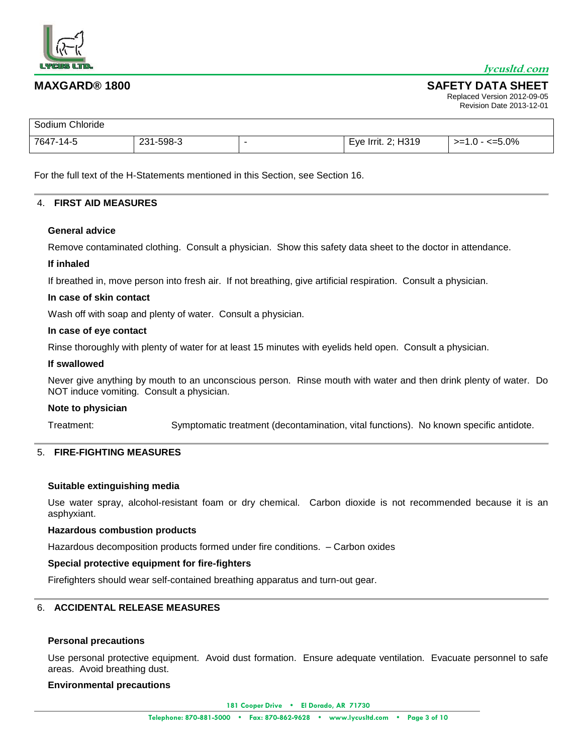| Sodium Chloride | | | | |
|---|---|---|---|---|
| 7647-14-5 | 231-598-3 | - | Eye Irrit. 2; H319 | >=1.0 - <=5.0% |

For the full text of the H-Statements mentioned in this Section, see Section 16.

## 4. FIRST AID MEASURES

**General advice**

Remove contaminated clothing. Consult a physician. Show this safety data sheet to the doctor in attendance.

**If inhaled**

If breathed in, move person into fresh air. If not breathing, give artificial respiration. Consult a physician.

**In case of skin contact**

Wash off with soap and plenty of water. Consult a physician.

**In case of eye contact**

Rinse thoroughly with plenty of water for at least 15 minutes with eyelids held open. Consult a physician.

**If swallowed**

Never give anything by mouth to an unconscious person. Rinse mouth with water and then drink plenty of water. Do NOT induce vomiting. Consult a physician.

**Note to physician**

Treatment: Symptomatic treatment (decontamination, vital functions). No known specific antidote.

## 5. FIRE-FIGHTING MEASURES

**Suitable extinguishing media**

Use water spray, alcohol-resistant foam or dry chemical. Carbon dioxide is not recommended because it is an asphyxiant.

**Hazardous combustion products**

Hazardous decomposition products formed under fire conditions. – Carbon oxides

**Special protective equipment for fire-fighters**

Firefighters should wear self-contained breathing apparatus and turn-out gear.

## 6. ACCIDENTAL RELEASE MEASURES

**Personal precautions**

Use personal protective equipment. Avoid dust formation. Ensure adequate ventilation. Evacuate personnel to safe areas. Avoid breathing dust.

**Environmental precautions**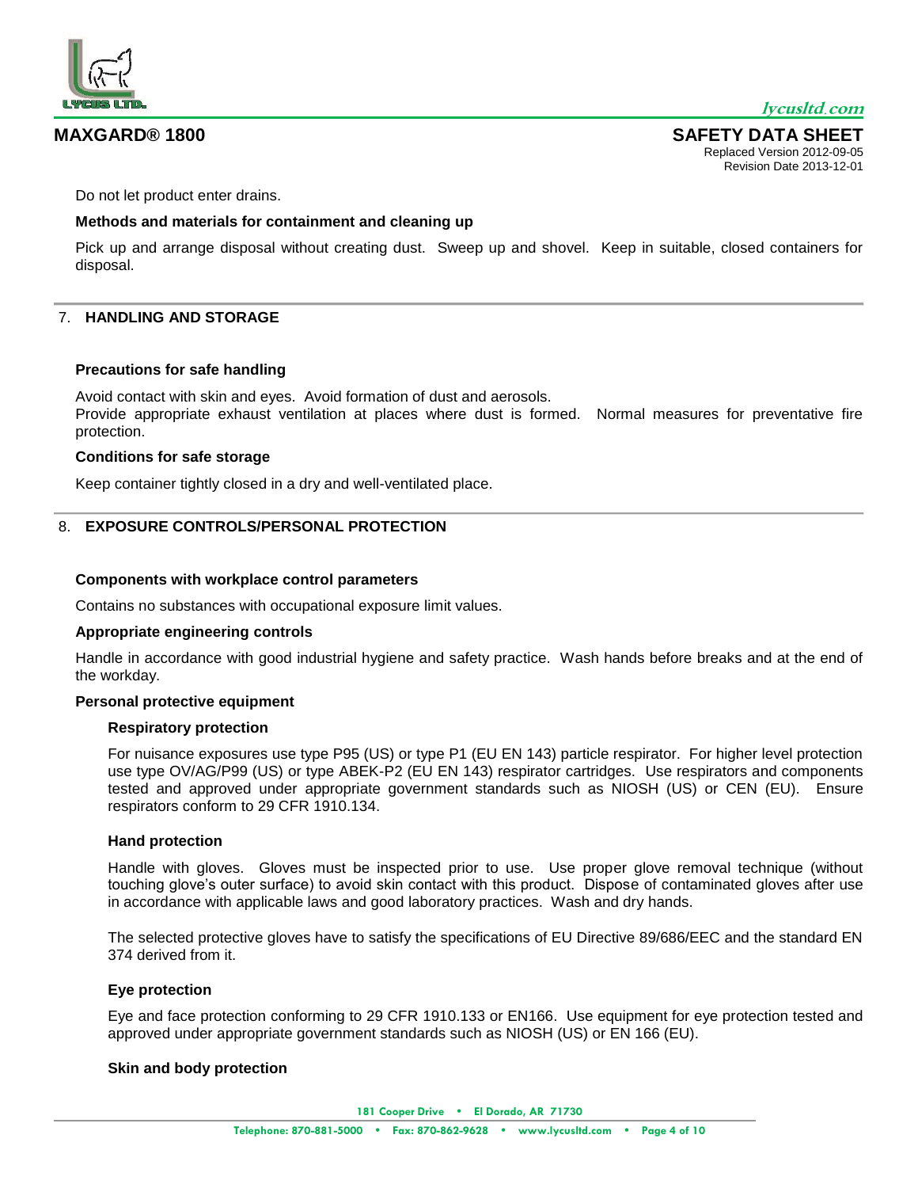Do not let product enter drains.

**Methods and materials for containment and cleaning up**

Pick up and arrange disposal without creating dust. Sweep up and shovel. Keep in suitable, closed containers for disposal.

## 7. HANDLING AND STORAGE

**Precautions for safe handling**

Avoid contact with skin and eyes. Avoid formation of dust and aerosols.
Provide appropriate exhaust ventilation at places where dust is formed. Normal measures for preventative fire protection.

**Conditions for safe storage**

Keep container tightly closed in a dry and well-ventilated place.

## 8. EXPOSURE CONTROLS/PERSONAL PROTECTION

**Components with workplace control parameters**

Contains no substances with occupational exposure limit values.

**Appropriate engineering controls**

Handle in accordance with good industrial hygiene and safety practice. Wash hands before breaks and at the end of the workday.

**Personal protective equipment**

**Respiratory protection**

For nuisance exposures use type P95 (US) or type P1 (EU EN 143) particle respirator. For higher level protection use type OV/AG/P99 (US) or type ABEK-P2 (EU EN 143) respirator cartridges. Use respirators and components tested and approved under appropriate government standards such as NIOSH (US) or CEN (EU). Ensure respirators conform to 29 CFR 1910.134.

**Hand protection**

Handle with gloves. Gloves must be inspected prior to use. Use proper glove removal technique (without touching glove's outer surface) to avoid skin contact with this product. Dispose of contaminated gloves after use in accordance with applicable laws and good laboratory practices. Wash and dry hands.

The selected protective gloves have to satisfy the specifications of EU Directive 89/686/EEC and the standard EN 374 derived from it.

**Eye protection**

Eye and face protection conforming to 29 CFR 1910.133 or EN166. Use equipment for eye protection tested and approved under appropriate government standards such as NIOSH (US) or EN 166 (EU).

**Skin and body protection**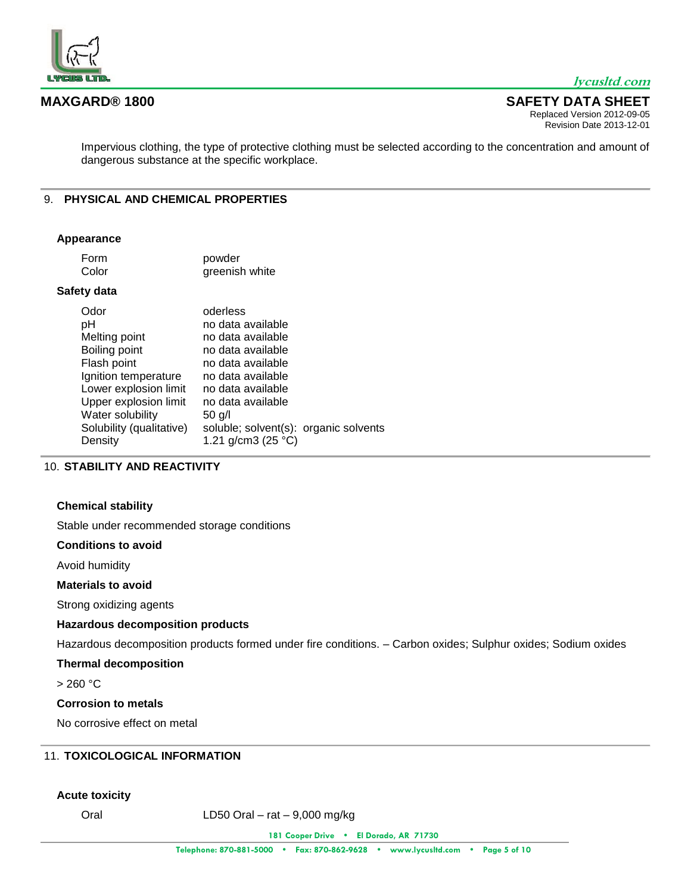Impervious clothing, the type of protective clothing must be selected according to the concentration and amount of dangerous substance at the specific workplace.

## 9. PHYSICAL AND CHEMICAL PROPERTIES

### Appearance

| | |
|---|---|
| Form | powder |
| Color | greenish white |

### Safety data

| | |
|---|---|
| Odor | oderless |
| pH | no data available |
| Melting point | no data available |
| Boiling point | no data available |
| Flash point | no data available |
| Ignition temperature | no data available |
| Lower explosion limit | no data available |
| Upper explosion limit | no data available |
| Water solubility | 50 g/l |
| Solubility (qualitative) | soluble; solvent(s): organic solvents |
| Density | 1.21 g/cm3 (25 °C) |

## 10. STABILITY AND REACTIVITY

### Chemical stability

Stable under recommended storage conditions

### Conditions to avoid

Avoid humidity

### Materials to avoid

Strong oxidizing agents

### Hazardous decomposition products

Hazardous decomposition products formed under fire conditions. – Carbon oxides; Sulphur oxides; Sodium oxides

### Thermal decomposition

> 260 °C

### Corrosion to metals

No corrosive effect on metal

## 11. TOXICOLOGICAL INFORMATION

### Acute toxicity

| | |
|---|---|
| Oral | LD50 Oral – rat – 9,000 mg/kg |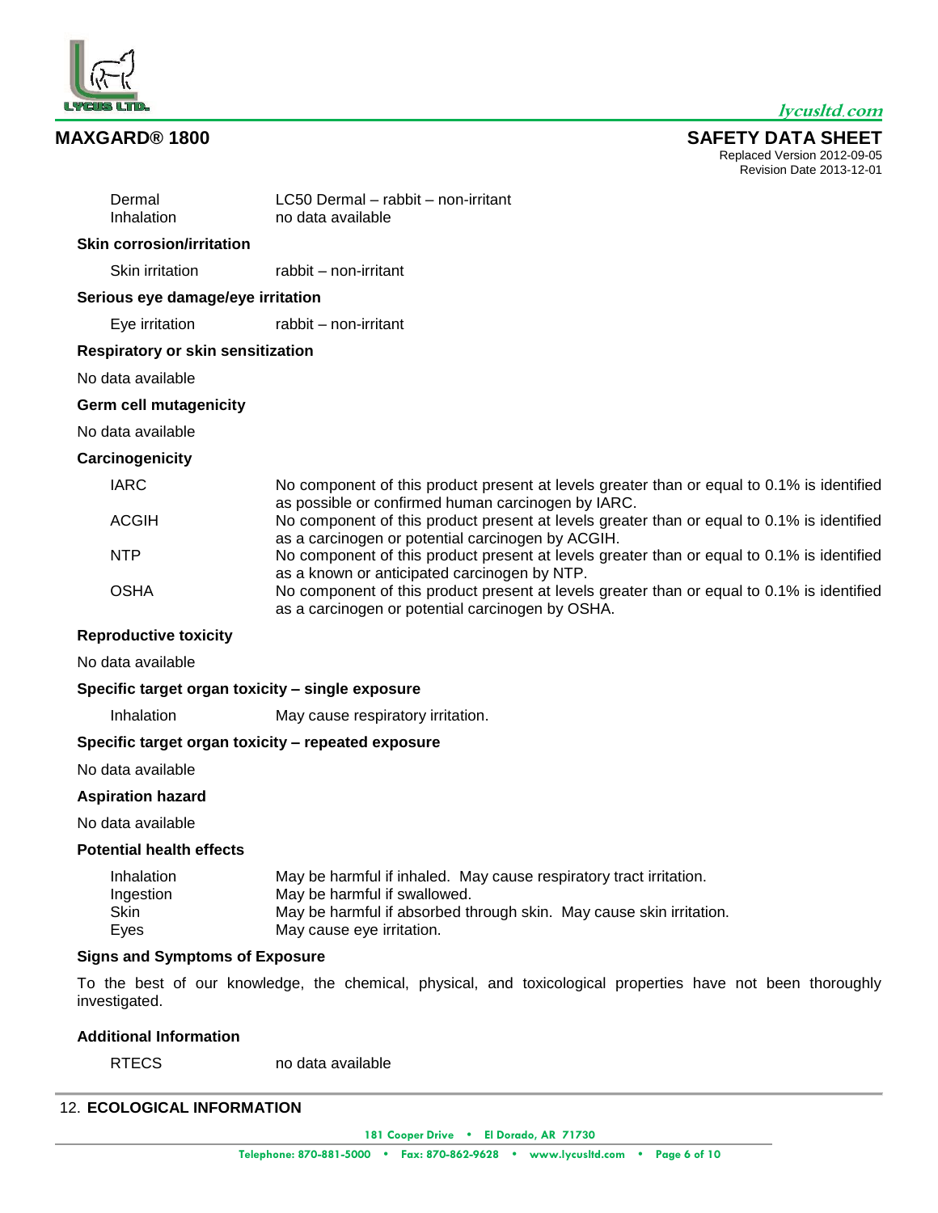| | |
|---|---|
| Dermal | LC50 Dermal – rabbit – non-irritant |
| Inhalation | no data available |

**Skin corrosion/irritation**

| | |
|---|---|
| Skin irritation | rabbit – non-irritant |

**Serious eye damage/eye irritation**

| | |
|---|---|
| Eye irritation | rabbit – non-irritant |

**Respiratory or skin sensitization**

No data available

**Germ cell mutagenicity**

No data available

**Carcinogenicity**

| | |
|---|---|
| IARC | No component of this product present at levels greater than or equal to 0.1% is identified as possible or confirmed human carcinogen by IARC. |
| ACGIH | No component of this product present at levels greater than or equal to 0.1% is identified as a carcinogen or potential carcinogen by ACGIH. |
| NTP | No component of this product present at levels greater than or equal to 0.1% is identified as a known or anticipated carcinogen by NTP. |
| OSHA | No component of this product present at levels greater than or equal to 0.1% is identified as a carcinogen or potential carcinogen by OSHA. |

**Reproductive toxicity**

No data available

**Specific target organ toxicity – single exposure**

| | |
|---|---|
| Inhalation | May cause respiratory irritation. |

**Specific target organ toxicity – repeated exposure**

No data available

**Aspiration hazard**

No data available

**Potential health effects**

| | |
|---|---|
| Inhalation | May be harmful if inhaled. May cause respiratory tract irritation. |
| Ingestion | May be harmful if swallowed. |
| Skin | May be harmful if absorbed through skin. May cause skin irritation. |
| Eyes | May cause eye irritation. |

**Signs and Symptoms of Exposure**

To the best of our knowledge, the chemical, physical, and toxicological properties have not been thoroughly investigated.

**Additional Information**

| | |
|---|---|
| RTECS | no data available |

## 12. ECOLOGICAL INFORMATION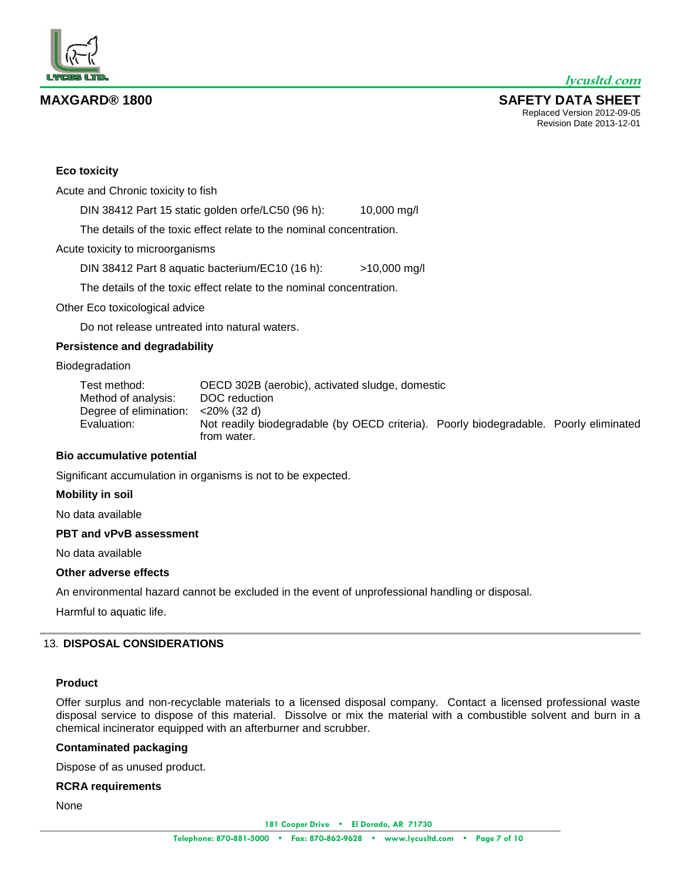**Eco toxicity**

Acute and Chronic toxicity to fish

DIN 38412 Part 15 static golden orfe/LC50 (96 h): 10,000 mg/l

The details of the toxic effect relate to the nominal concentration.

Acute toxicity to microorganisms

DIN 38412 Part 8 aquatic bacterium/EC10 (16 h): >10,000 mg/l

The details of the toxic effect relate to the nominal concentration.

Other Eco toxicological advice

Do not release untreated into natural waters.

**Persistence and degradability**

Biodegradation

| | |
|---|---|
| Test method: | OECD 302B (aerobic), activated sludge, domestic |
| Method of analysis: | DOC reduction |
| Degree of elimination: | <20% (32 d) |
| Evaluation: | Not readily biodegradable (by OECD criteria). Poorly biodegradable. Poorly eliminated from water. |

**Bio accumulative potential**

Significant accumulation in organisms is not to be expected.

**Mobility in soil**

No data available

**PBT and vPvB assessment**

No data available

**Other adverse effects**

An environmental hazard cannot be excluded in the event of unprofessional handling or disposal.

Harmful to aquatic life.

## 13. DISPOSAL CONSIDERATIONS

**Product**

Offer surplus and non-recyclable materials to a licensed disposal company. Contact a licensed professional waste disposal service to dispose of this material. Dissolve or mix the material with a combustible solvent and burn in a chemical incinerator equipped with an afterburner and scrubber.

**Contaminated packaging**

Dispose of as unused product.

**RCRA requirements**

None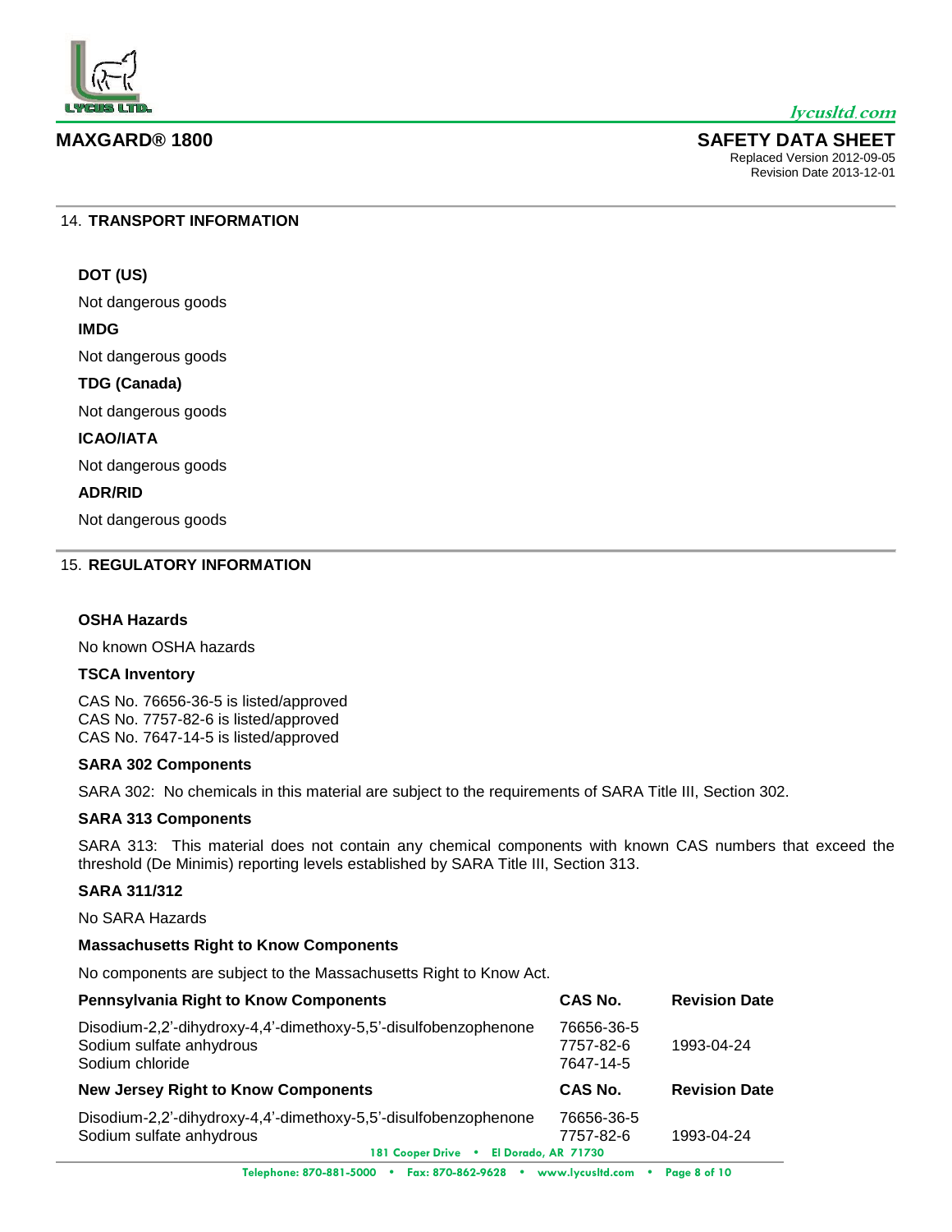## 14. TRANSPORT INFORMATION

**DOT (US)**

Not dangerous goods

**IMDG**

Not dangerous goods

**TDG (Canada)**

Not dangerous goods

**ICAO/IATA**

Not dangerous goods

**ADR/RID**

Not dangerous goods

## 15. REGULATORY INFORMATION

**OSHA Hazards**

No known OSHA hazards

**TSCA Inventory**

CAS No. 76656-36-5 is listed/approved
CAS No. 7757-82-6 is listed/approved
CAS No. 7647-14-5 is listed/approved

**SARA 302 Components**

SARA 302: No chemicals in this material are subject to the requirements of SARA Title III, Section 302.

**SARA 313 Components**

SARA 313: This material does not contain any chemical components with known CAS numbers that exceed the threshold (De Minimis) reporting levels established by SARA Title III, Section 313.

**SARA 311/312**

No SARA Hazards

**Massachusetts Right to Know Components**

No components are subject to the Massachusetts Right to Know Act.

| Pennsylvania Right to Know Components | CAS No. | Revision Date |
|---|---|---|
| Disodium-2,2'-dihydroxy-4,4'-dimethoxy-5,5'-disulfobenzophenone | 76656-36-5 | |
| Sodium sulfate anhydrous | 7757-82-6 | 1993-04-24 |
| Sodium chloride | 7647-14-5 | |

| New Jersey Right to Know Components | CAS No. | Revision Date |
|---|---|---|
| Disodium-2,2'-dihydroxy-4,4'-dimethoxy-5,5'-disulfobenzophenone | 76656-36-5 | |
| Sodium sulfate anhydrous | 7757-82-6 | 1993-04-24 |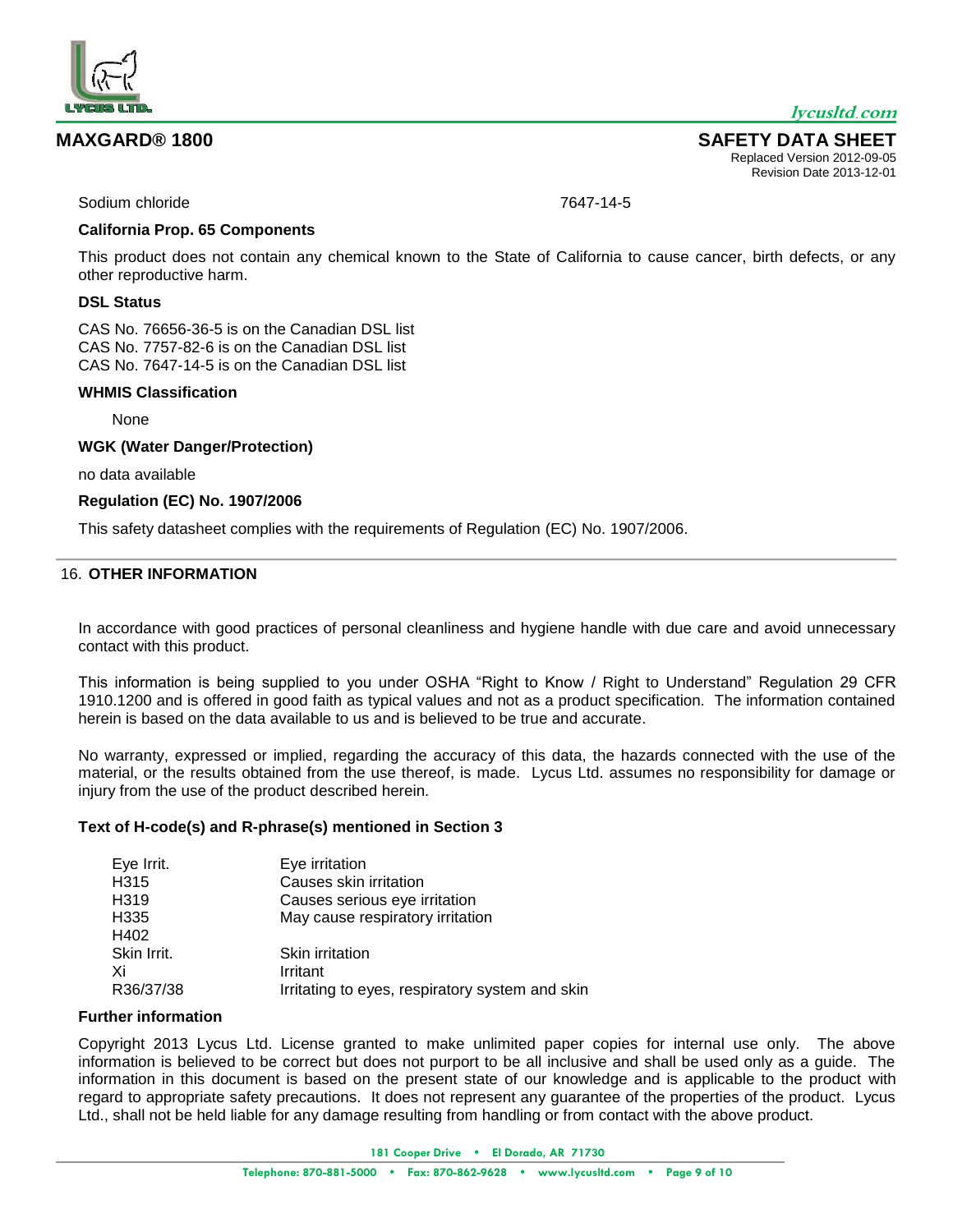Sodium chloride 7647-14-5

**California Prop. 65 Components**

This product does not contain any chemical known to the State of California to cause cancer, birth defects, or any other reproductive harm.

**DSL Status**

CAS No. 76656-36-5 is on the Canadian DSL list
CAS No. 7757-82-6 is on the Canadian DSL list
CAS No. 7647-14-5 is on the Canadian DSL list

**WHMIS Classification**

None

**WGK (Water Danger/Protection)**

no data available

**Regulation (EC) No. 1907/2006**

This safety datasheet complies with the requirements of Regulation (EC) No. 1907/2006.

## 16. OTHER INFORMATION

In accordance with good practices of personal cleanliness and hygiene handle with due care and avoid unnecessary contact with this product.

This information is being supplied to you under OSHA "Right to Know / Right to Understand" Regulation 29 CFR 1910.1200 and is offered in good faith as typical values and not as a product specification. The information contained herein is based on the data available to us and is believed to be true and accurate.

No warranty, expressed or implied, regarding the accuracy of this data, the hazards connected with the use of the material, or the results obtained from the use thereof, is made. Lycus Ltd. assumes no responsibility for damage or injury from the use of the product described herein.

**Text of H-code(s) and R-phrase(s) mentioned in Section 3**

| | |
|---|---|
| Eye Irrit. | Eye irritation |
| H315 | Causes skin irritation |
| H319 | Causes serious eye irritation |
| H335 | May cause respiratory irritation |
| H402 | |
| Skin Irrit. | Skin irritation |
| Xi | Irritant |
| R36/37/38 | Irritating to eyes, respiratory system and skin |

**Further information**

Copyright 2013 Lycus Ltd. License granted to make unlimited paper copies for internal use only. The above information is believed to be correct but does not purport to be all inclusive and shall be used only as a guide. The information in this document is based on the present state of our knowledge and is applicable to the product with regard to appropriate safety precautions. It does not represent any guarantee of the properties of the product. Lycus Ltd., shall not be held liable for any damage resulting from handling or from contact with the above product.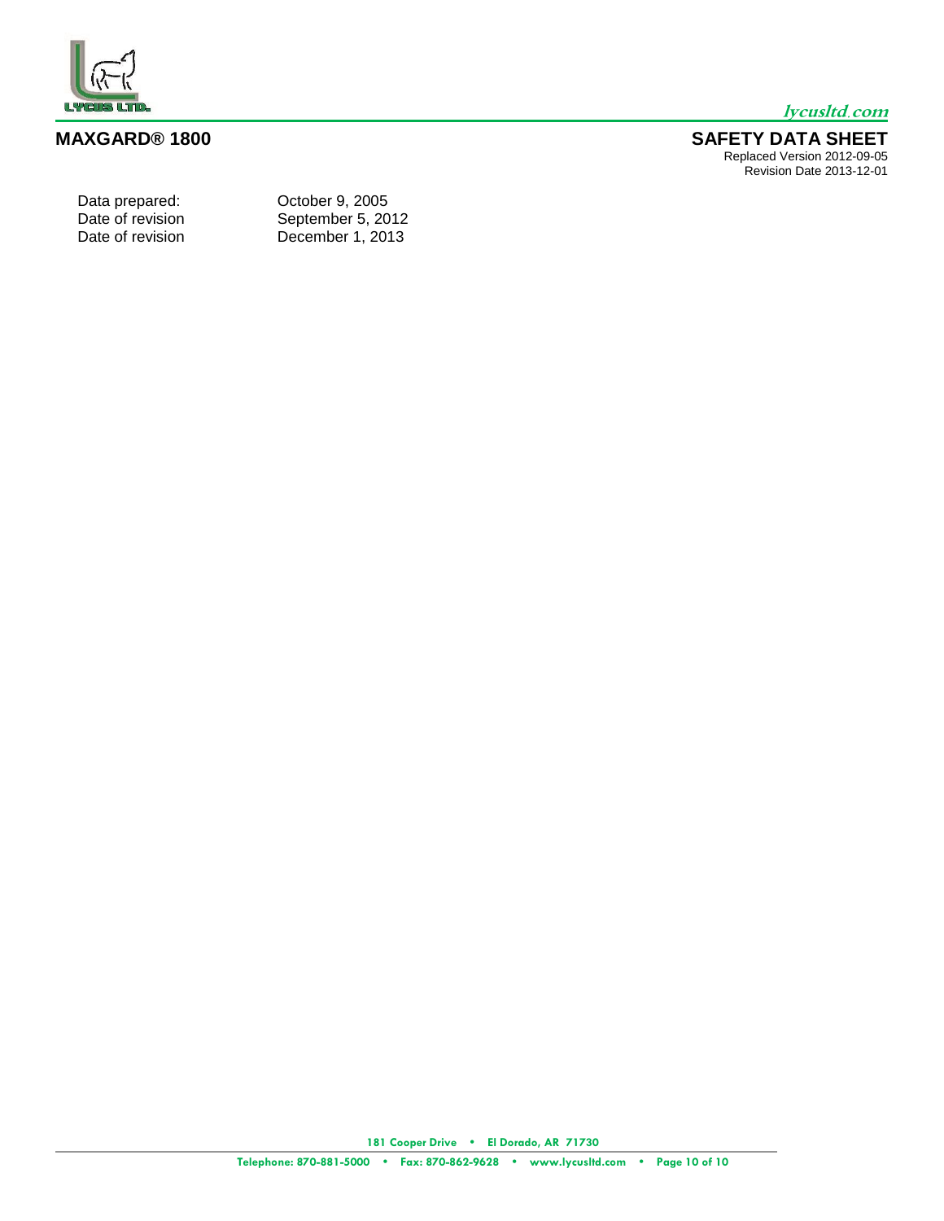| | |
|---|---|
| Data prepared: | October 9, 2005 |
| Date of revision | September 5, 2012 |
| Date of revision | December 1, 2013 |